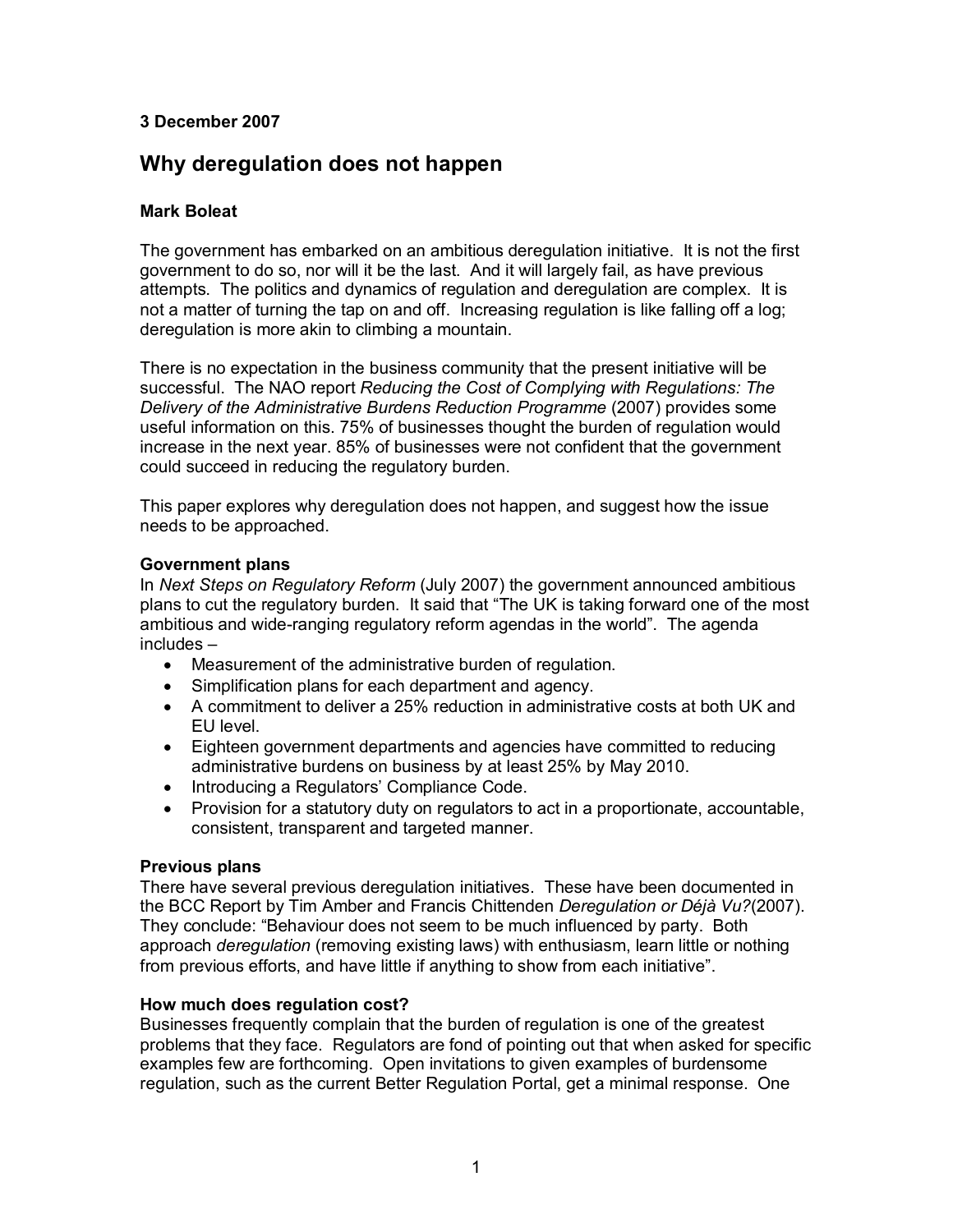**3 December 2007**

# Why deregulation does not happen

**Mark Boleat**

The government has embarked on an ambitious deregulation initiative. It is not the first government to do so, nor will it be the last. And it will largely fail, as have previous attempts. The politics and dynamics of regulation and deregulation are complex. It is not a matter of turning the tap on and off. Increasing regulation is like falling off a log; deregulation is more akin to climbing a mountain.

There is no expectation in the business community that the present initiative will be successful. The NAO report *Reducing the Cost of Complying with Regulations: The Delivery of the Administrative Burdens Reduction Programme* (2007) provides some useful information on this. 75% of businesses thought the burden of regulation would increase in the next year. 85% of businesses were not confident that the government could succeed in reducing the regulatory burden.

This paper explores why deregulation does not happen, and suggest how the issue needs to be approached.

## Government plans

In *Next Steps on Regulatory Reform* (July 2007) the government announced ambitious plans to cut the regulatory burden. It said that "The UK is taking forward one of the most ambitious and wide-ranging regulatory reform agendas in the world". The agenda includes –

- Measurement of the administrative burden of regulation.
- Simplification plans for each department and agency.
- A commitment to deliver a 25% reduction in administrative costs at both UK and EU level.
- Eighteen government departments and agencies have committed to reducing administrative burdens on business by at least 25% by May 2010.
- Introducing a Regulators' Compliance Code.
- Provision for a statutory duty on regulators to act in a proportionate, accountable, consistent, transparent and targeted manner.

## Previous plans

There have several previous deregulation initiatives. These have been documented in the BCC Report by Tim Amber and Francis Chittenden *Deregulation or Déjà Vu?*(2007). They conclude: "Behaviour does not seem to be much influenced by party. Both approach *deregulation* (removing existing laws) with enthusiasm, learn little or nothing from previous efforts, and have little if anything to show from each initiative".

## How much does regulation cost?

Businesses frequently complain that the burden of regulation is one of the greatest problems that they face. Regulators are fond of pointing out that when asked for specific examples few are forthcoming. Open invitations to given examples of burdensome regulation, such as the current Better Regulation Portal, get a minimal response. One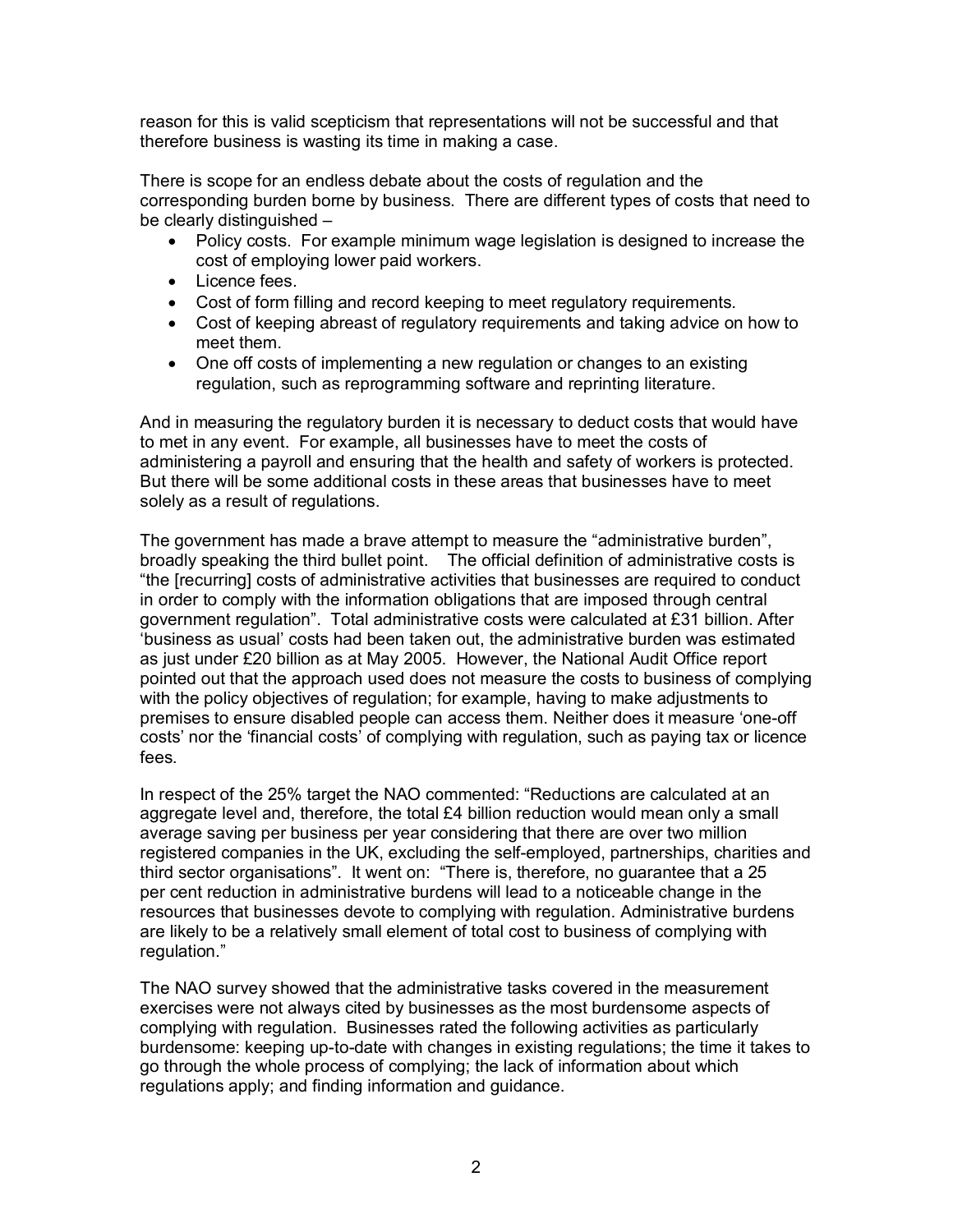reason for this is valid scepticism that representations will not be successful and that therefore business is wasting its time in making a case.

There is scope for an endless debate about the costs of regulation and the corresponding burden borne by business. There are different types of costs that need to be clearly distinguished –

- Policy costs. For example minimum wage legislation is designed to increase the cost of employing lower paid workers.
- Licence fees.
- Cost of form filling and record keeping to meet regulatory requirements.
- Cost of keeping abreast of regulatory requirements and taking advice on how to meet them.
- One off costs of implementing a new regulation or changes to an existing regulation, such as reprogramming software and reprinting literature.

And in measuring the regulatory burden it is necessary to deduct costs that would have to met in any event. For example, all businesses have to meet the costs of administering a payroll and ensuring that the health and safety of workers is protected. But there will be some additional costs in these areas that businesses have to meet solely as a result of regulations.

The government has made a brave attempt to measure the "administrative burden", broadly speaking the third bullet point. The official definition of administrative costs is "the [recurring] costs of administrative activities that businesses are required to conduct in order to comply with the information obligations that are imposed through central government regulation". Total administrative costs were calculated at £31 billion. After 'business as usual' costs had been taken out, the administrative burden was estimated as just under £20 billion as at May 2005. However, the National Audit Office report pointed out that the approach used does not measure the costs to business of complying with the policy objectives of regulation; for example, having to make adjustments to premises to ensure disabled people can access them. Neither does it measure 'one-off costs' nor the 'financial costs' of complying with regulation, such as paying tax or licence fees.

In respect of the 25% target the NAO commented: "Reductions are calculated at an aggregate level and, therefore, the total £4 billion reduction would mean only a small average saving per business per year considering that there are over two million registered companies in the UK, excluding the self-employed, partnerships, charities and third sector organisations". It went on: "There is, therefore, no guarantee that a 25 per cent reduction in administrative burdens will lead to a noticeable change in the resources that businesses devote to complying with regulation. Administrative burdens are likely to be a relatively small element of total cost to business of complying with regulation."

The NAO survey showed that the administrative tasks covered in the measurement exercises were not always cited by businesses as the most burdensome aspects of complying with regulation. Businesses rated the following activities as particularly burdensome: keeping up-to-date with changes in existing regulations; the time it takes to go through the whole process of complying; the lack of information about which regulations apply; and finding information and guidance.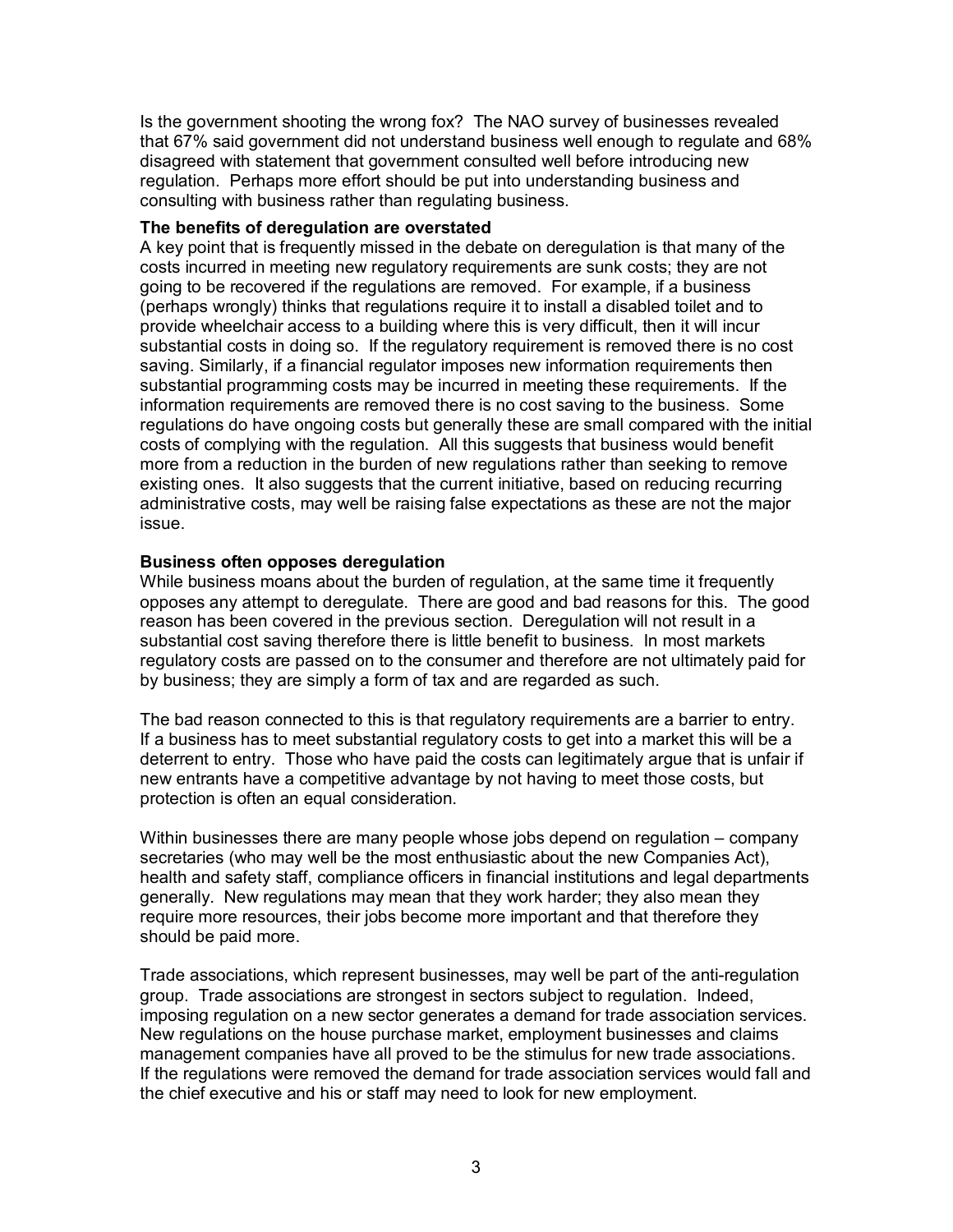Is the government shooting the wrong fox? The NAO survey of businesses revealed that 67% said government did not understand business well enough to regulate and 68% disagreed with statement that government consulted well before introducing new regulation. Perhaps more effort should be put into understanding business and consulting with business rather than regulating business.

**The benefits of deregulation are overstated**

A key point that is frequently missed in the debate on deregulation is that many of the costs incurred in meeting new regulatory requirements are sunk costs; they are not going to be recovered if the regulations are removed. For example, if a business (perhaps wrongly) thinks that regulations require it to install a disabled toilet and to provide wheelchair access to a building where this is very difficult, then it will incur substantial costs in doing so. If the regulatory requirement is removed there is no cost saving. Similarly, if a financial regulator imposes new information requirements then substantial programming costs may be incurred in meeting these requirements. If the information requirements are removed there is no cost saving to the business. Some regulations do have ongoing costs but generally these are small compared with the initial costs of complying with the regulation. All this suggests that business would benefit more from a reduction in the burden of new regulations rather than seeking to remove existing ones. It also suggests that the current initiative, based on reducing recurring administrative costs, may well be raising false expectations as these are not the major issue.

**Business often opposes deregulation**

While business moans about the burden of regulation, at the same time it frequently opposes any attempt to deregulate. There are good and bad reasons for this. The good reason has been covered in the previous section. Deregulation will not result in a substantial cost saving therefore there is little benefit to business. In most markets regulatory costs are passed on to the consumer and therefore are not ultimately paid for by business; they are simply a form of tax and are regarded as such.

The bad reason connected to this is that regulatory requirements are a barrier to entry. If a business has to meet substantial regulatory costs to get into a market this will be a deterrent to entry. Those who have paid the costs can legitimately argue that is unfair if new entrants have a competitive advantage by not having to meet those costs, but protection is often an equal consideration.

Within businesses there are many people whose jobs depend on regulation – company secretaries (who may well be the most enthusiastic about the new Companies Act), health and safety staff, compliance officers in financial institutions and legal departments generally. New regulations may mean that they work harder; they also mean they require more resources, their jobs become more important and that therefore they should be paid more.

Trade associations, which represent businesses, may well be part of the anti-regulation group. Trade associations are strongest in sectors subject to regulation. Indeed, imposing regulation on a new sector generates a demand for trade association services. New regulations on the house purchase market, employment businesses and claims management companies have all proved to be the stimulus for new trade associations. If the regulations were removed the demand for trade association services would fall and the chief executive and his or staff may need to look for new employment.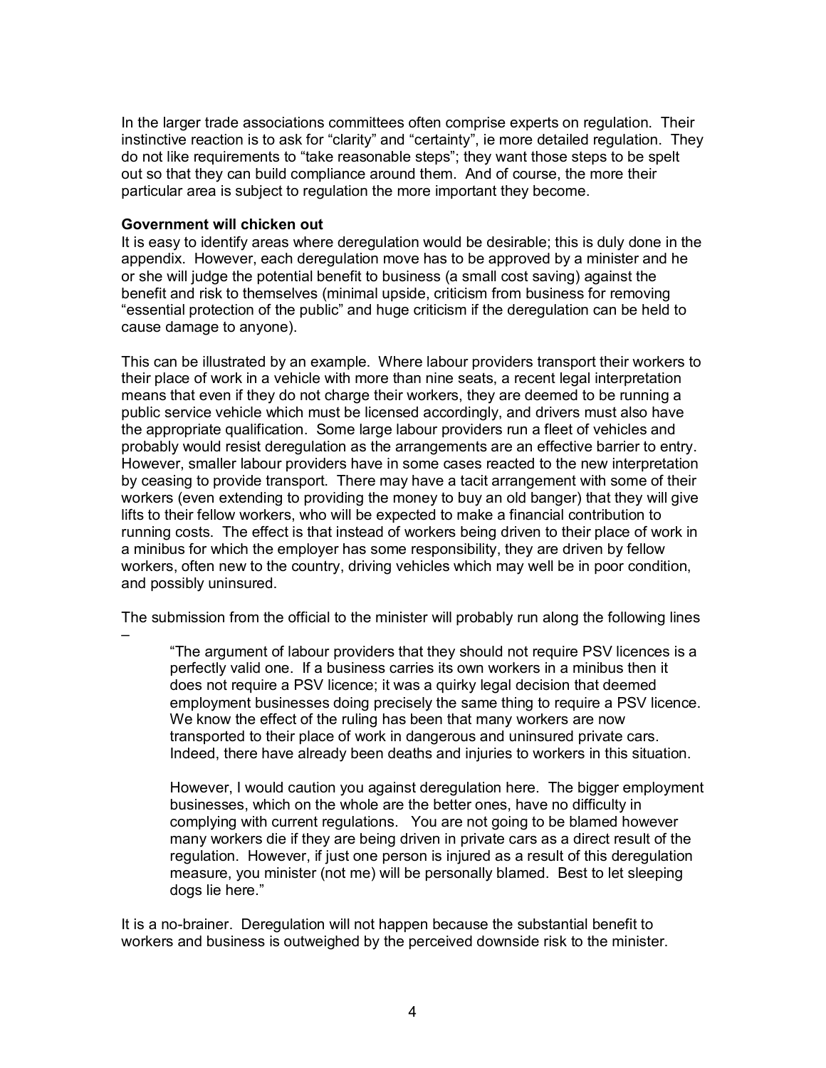In the larger trade associations committees often comprise experts on regulation. Their instinctive reaction is to ask for "clarity" and "certainty", ie more detailed regulation. They do not like requirements to "take reasonable steps"; they want those steps to be spelt out so that they can build compliance around them. And of course, the more their particular area is subject to regulation the more important they become.

**Government will chicken out**

It is easy to identify areas where deregulation would be desirable; this is duly done in the appendix. However, each deregulation move has to be approved by a minister and he or she will judge the potential benefit to business (a small cost saving) against the benefit and risk to themselves (minimal upside, criticism from business for removing "essential protection of the public" and huge criticism if the deregulation can be held to cause damage to anyone).

This can be illustrated by an example. Where labour providers transport their workers to their place of work in a vehicle with more than nine seats, a recent legal interpretation means that even if they do not charge their workers, they are deemed to be running a public service vehicle which must be licensed accordingly, and drivers must also have the appropriate qualification. Some large labour providers run a fleet of vehicles and probably would resist deregulation as the arrangements are an effective barrier to entry. However, smaller labour providers have in some cases reacted to the new interpretation by ceasing to provide transport. There may have a tacit arrangement with some of their workers (even extending to providing the money to buy an old banger) that they will give lifts to their fellow workers, who will be expected to make a financial contribution to running costs. The effect is that instead of workers being driven to their place of work in a minibus for which the employer has some responsibility, they are driven by fellow workers, often new to the country, driving vehicles which may well be in poor condition, and possibly uninsured.

The submission from the official to the minister will probably run along the following lines –

> "The argument of labour providers that they should not require PSV licences is a perfectly valid one. If a business carries its own workers in a minibus then it does not require a PSV licence; it was a quirky legal decision that deemed employment businesses doing precisely the same thing to require a PSV licence. We know the effect of the ruling has been that many workers are now transported to their place of work in dangerous and uninsured private cars. Indeed, there have already been deaths and injuries to workers in this situation.
>
> However, I would caution you against deregulation here. The bigger employment businesses, which on the whole are the better ones, have no difficulty in complying with current regulations. You are not going to be blamed however many workers die if they are being driven in private cars as a direct result of the regulation. However, if just one person is injured as a result of this deregulation measure, you minister (not me) will be personally blamed. Best to let sleeping dogs lie here."

It is a no-brainer. Deregulation will not happen because the substantial benefit to workers and business is outweighed by the perceived downside risk to the minister.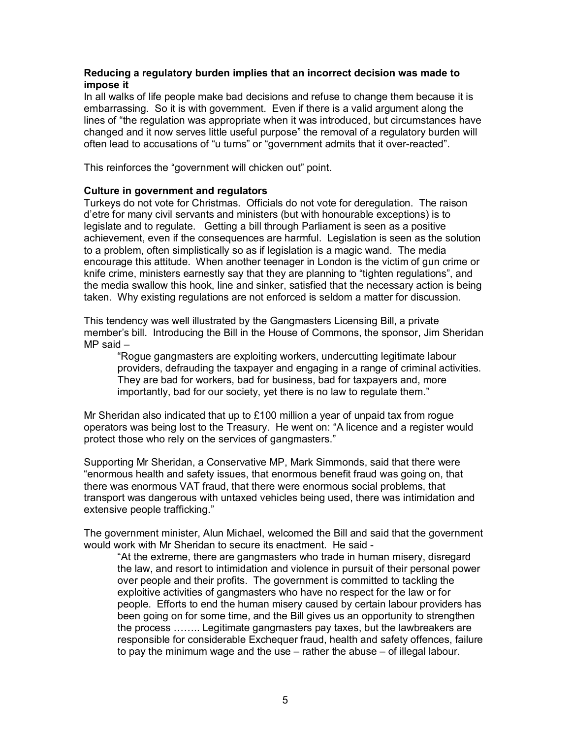**Reducing a regulatory burden implies that an incorrect decision was made to impose it**

In all walks of life people make bad decisions and refuse to change them because it is embarrassing. So it is with government. Even if there is a valid argument along the lines of "the regulation was appropriate when it was introduced, but circumstances have changed and it now serves little useful purpose" the removal of a regulatory burden will often lead to accusations of "u turns" or "government admits that it over-reacted".

This reinforces the "government will chicken out" point.

**Culture in government and regulators**

Turkeys do not vote for Christmas. Officials do not vote for deregulation. The raison d'etre for many civil servants and ministers (but with honourable exceptions) is to legislate and to regulate. Getting a bill through Parliament is seen as a positive achievement, even if the consequences are harmful. Legislation is seen as the solution to a problem, often simplistically so as if legislation is a magic wand. The media encourage this attitude. When another teenager in London is the victim of gun crime or knife crime, ministers earnestly say that they are planning to "tighten regulations", and the media swallow this hook, line and sinker, satisfied that the necessary action is being taken. Why existing regulations are not enforced is seldom a matter for discussion.

This tendency was well illustrated by the Gangmasters Licensing Bill, a private member's bill. Introducing the Bill in the House of Commons, the sponsor, Jim Sheridan MP said –

> "Rogue gangmasters are exploiting workers, undercutting legitimate labour providers, defrauding the taxpayer and engaging in a range of criminal activities. They are bad for workers, bad for business, bad for taxpayers and, more importantly, bad for our society, yet there is no law to regulate them."

Mr Sheridan also indicated that up to £100 million a year of unpaid tax from rogue operators was being lost to the Treasury. He went on: "A licence and a register would protect those who rely on the services of gangmasters."

Supporting Mr Sheridan, a Conservative MP, Mark Simmonds, said that there were "enormous health and safety issues, that enormous benefit fraud was going on, that there was enormous VAT fraud, that there were enormous social problems, that transport was dangerous with untaxed vehicles being used, there was intimidation and extensive people trafficking."

The government minister, Alun Michael, welcomed the Bill and said that the government would work with Mr Sheridan to secure its enactment. He said -

> "At the extreme, there are gangmasters who trade in human misery, disregard the law, and resort to intimidation and violence in pursuit of their personal power over people and their profits. The government is committed to tackling the exploitive activities of gangmasters who have no respect for the law or for people. Efforts to end the human misery caused by certain labour providers has been going on for some time, and the Bill gives us an opportunity to strengthen the process …….. Legitimate gangmasters pay taxes, but the lawbreakers are responsible for considerable Exchequer fraud, health and safety offences, failure to pay the minimum wage and the use – rather the abuse – of illegal labour.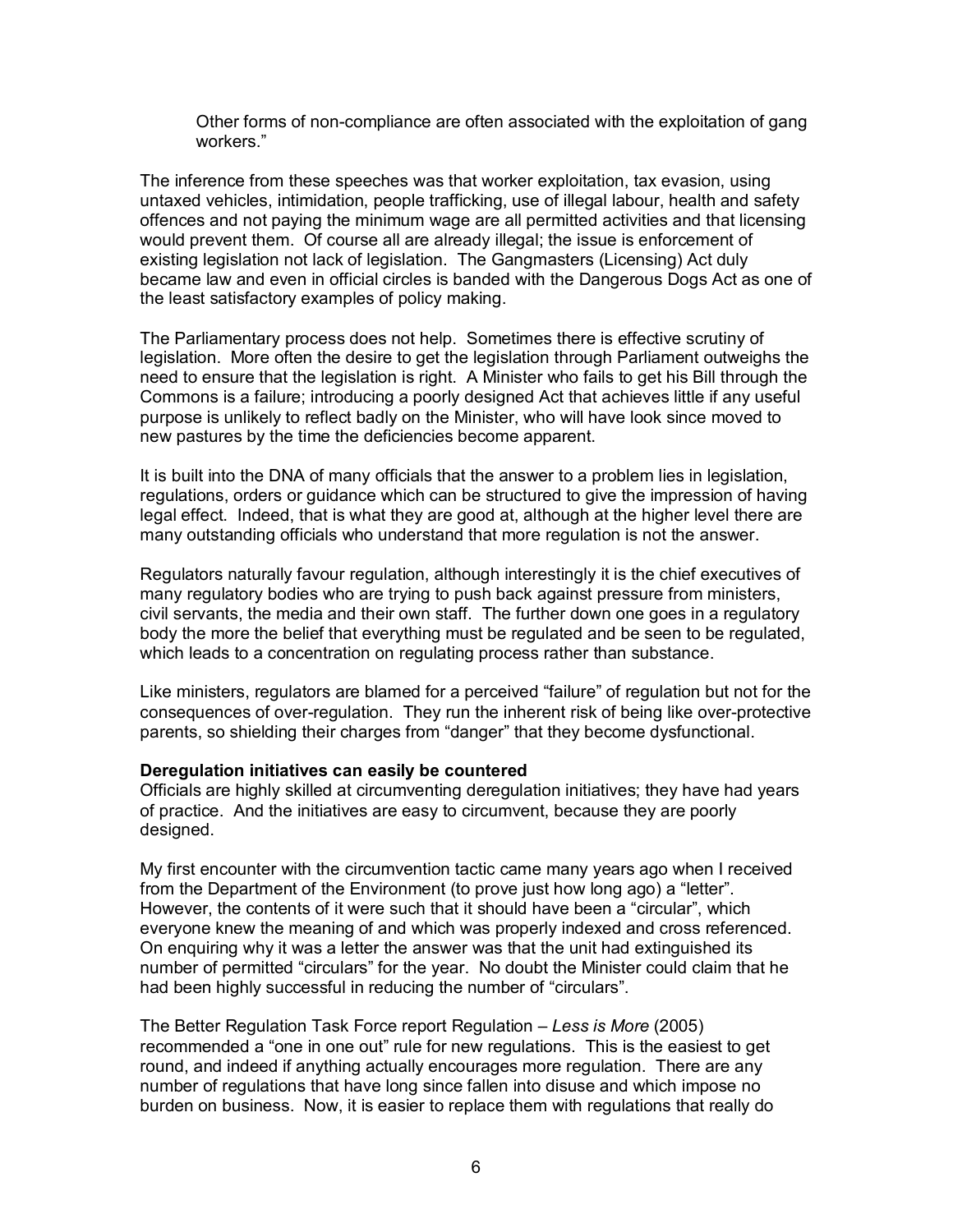> Other forms of non-compliance are often associated with the exploitation of gang workers."

The inference from these speeches was that worker exploitation, tax evasion, using untaxed vehicles, intimidation, people trafficking, use of illegal labour, health and safety offences and not paying the minimum wage are all permitted activities and that licensing would prevent them. Of course all are already illegal; the issue is enforcement of existing legislation not lack of legislation. The Gangmasters (Licensing) Act duly became law and even in official circles is banded with the Dangerous Dogs Act as one of the least satisfactory examples of policy making.

The Parliamentary process does not help. Sometimes there is effective scrutiny of legislation. More often the desire to get the legislation through Parliament outweighs the need to ensure that the legislation is right. A Minister who fails to get his Bill through the Commons is a failure; introducing a poorly designed Act that achieves little if any useful purpose is unlikely to reflect badly on the Minister, who will have look since moved to new pastures by the time the deficiencies become apparent.

It is built into the DNA of many officials that the answer to a problem lies in legislation, regulations, orders or guidance which can be structured to give the impression of having legal effect. Indeed, that is what they are good at, although at the higher level there are many outstanding officials who understand that more regulation is not the answer.

Regulators naturally favour regulation, although interestingly it is the chief executives of many regulatory bodies who are trying to push back against pressure from ministers, civil servants, the media and their own staff. The further down one goes in a regulatory body the more the belief that everything must be regulated and be seen to be regulated, which leads to a concentration on regulating process rather than substance.

Like ministers, regulators are blamed for a perceived "failure" of regulation but not for the consequences of over-regulation. They run the inherent risk of being like over-protective parents, so shielding their charges from "danger" that they become dysfunctional.

**Deregulation initiatives can easily be countered**

Officials are highly skilled at circumventing deregulation initiatives; they have had years of practice. And the initiatives are easy to circumvent, because they are poorly designed.

My first encounter with the circumvention tactic came many years ago when I received from the Department of the Environment (to prove just how long ago) a "letter". However, the contents of it were such that it should have been a "circular", which everyone knew the meaning of and which was properly indexed and cross referenced. On enquiring why it was a letter the answer was that the unit had extinguished its number of permitted "circulars" for the year. No doubt the Minister could claim that he had been highly successful in reducing the number of "circulars".

The Better Regulation Task Force report Regulation – *Less is More* (2005) recommended a "one in one out" rule for new regulations. This is the easiest to get round, and indeed if anything actually encourages more regulation. There are any number of regulations that have long since fallen into disuse and which impose no burden on business. Now, it is easier to replace them with regulations that really do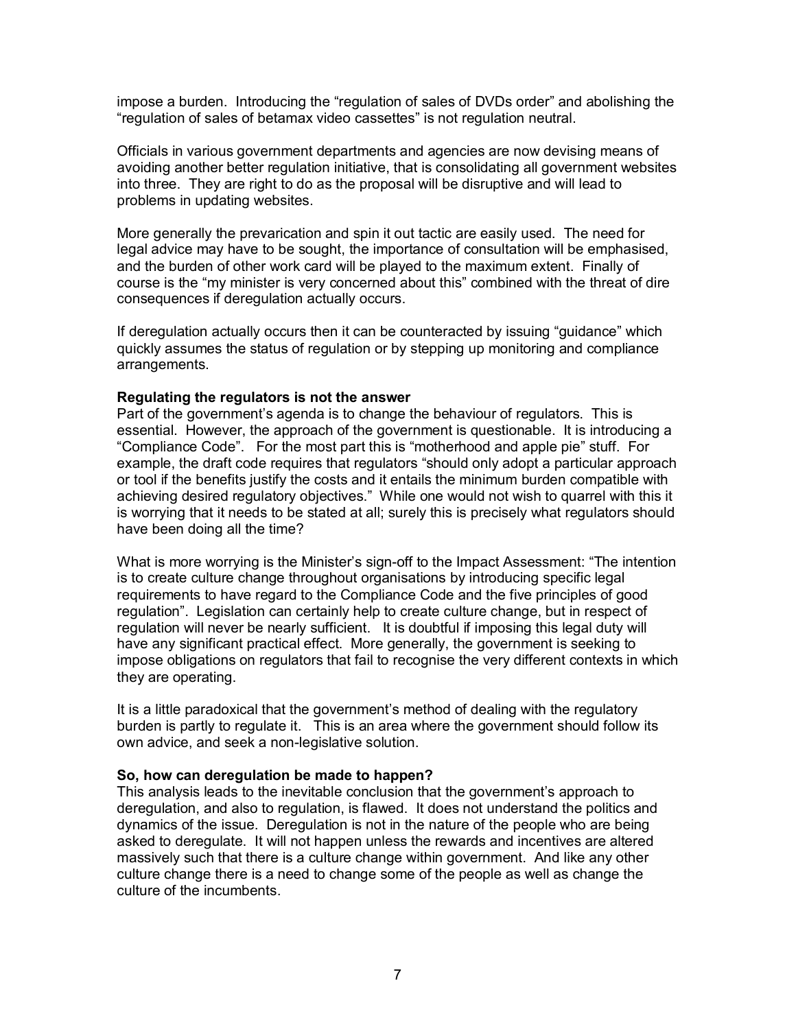impose a burden. Introducing the "regulation of sales of DVDs order" and abolishing the "regulation of sales of betamax video cassettes" is not regulation neutral.

Officials in various government departments and agencies are now devising means of avoiding another better regulation initiative, that is consolidating all government websites into three. They are right to do as the proposal will be disruptive and will lead to problems in updating websites.

More generally the prevarication and spin it out tactic are easily used. The need for legal advice may have to be sought, the importance of consultation will be emphasised, and the burden of other work card will be played to the maximum extent. Finally of course is the "my minister is very concerned about this" combined with the threat of dire consequences if deregulation actually occurs.

If deregulation actually occurs then it can be counteracted by issuing "guidance" which quickly assumes the status of regulation or by stepping up monitoring and compliance arrangements.

**Regulating the regulators is not the answer**

Part of the government's agenda is to change the behaviour of regulators. This is essential. However, the approach of the government is questionable. It is introducing a "Compliance Code". For the most part this is "motherhood and apple pie" stuff. For example, the draft code requires that regulators "should only adopt a particular approach or tool if the benefits justify the costs and it entails the minimum burden compatible with achieving desired regulatory objectives." While one would not wish to quarrel with this it is worrying that it needs to be stated at all; surely this is precisely what regulators should have been doing all the time?

What is more worrying is the Minister's sign-off to the Impact Assessment: "The intention is to create culture change throughout organisations by introducing specific legal requirements to have regard to the Compliance Code and the five principles of good regulation". Legislation can certainly help to create culture change, but in respect of regulation will never be nearly sufficient. It is doubtful if imposing this legal duty will have any significant practical effect. More generally, the government is seeking to impose obligations on regulators that fail to recognise the very different contexts in which they are operating.

It is a little paradoxical that the government's method of dealing with the regulatory burden is partly to regulate it. This is an area where the government should follow its own advice, and seek a non-legislative solution.

**So, how can deregulation be made to happen?**

This analysis leads to the inevitable conclusion that the government's approach to deregulation, and also to regulation, is flawed. It does not understand the politics and dynamics of the issue. Deregulation is not in the nature of the people who are being asked to deregulate. It will not happen unless the rewards and incentives are altered massively such that there is a culture change within government. And like any other culture change there is a need to change some of the people as well as change the culture of the incumbents.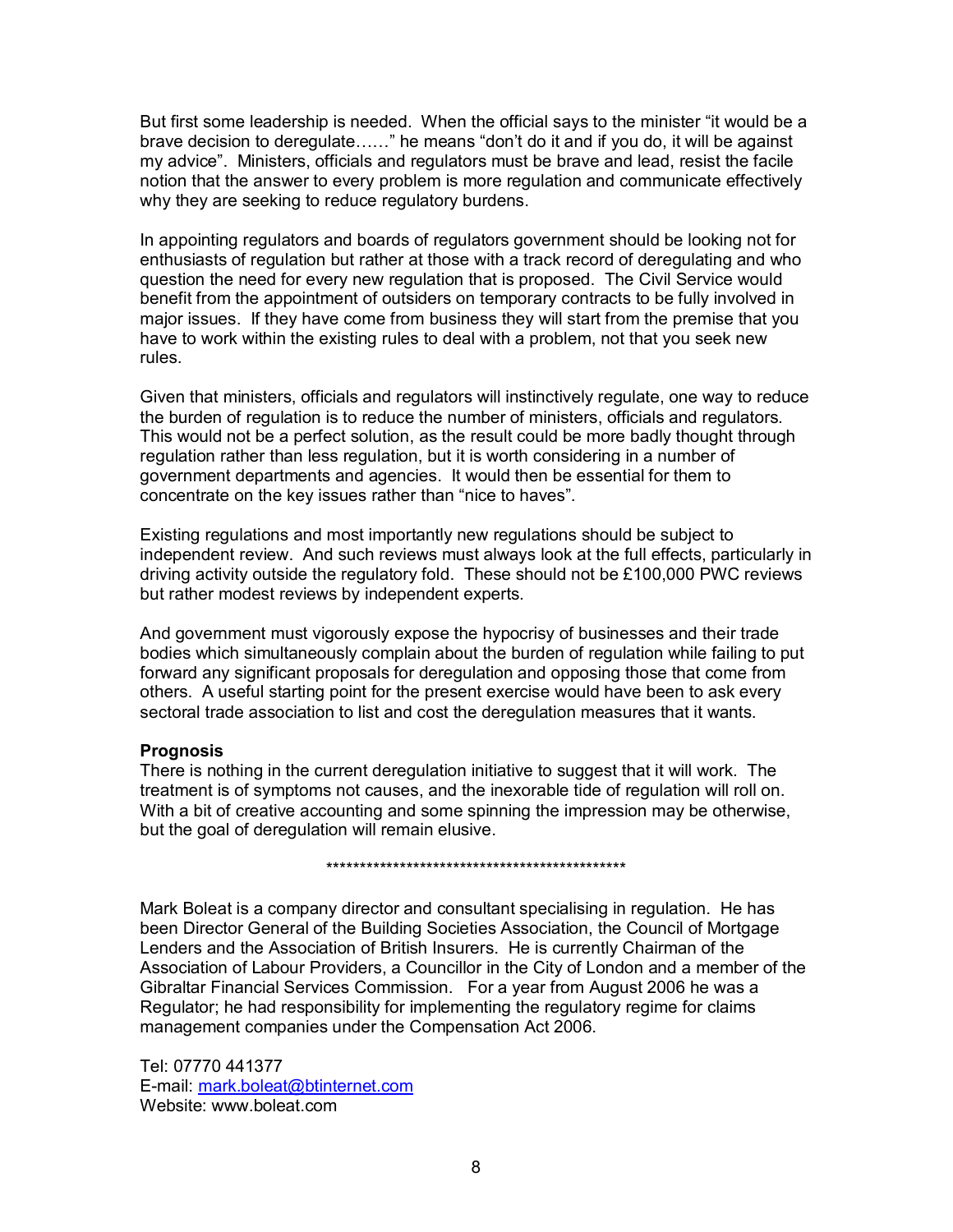But first some leadership is needed. When the official says to the minister "it would be a brave decision to deregulate……" he means "don't do it and if you do, it will be against my advice". Ministers, officials and regulators must be brave and lead, resist the facile notion that the answer to every problem is more regulation and communicate effectively why they are seeking to reduce regulatory burdens.

In appointing regulators and boards of regulators government should be looking not for enthusiasts of regulation but rather at those with a track record of deregulating and who question the need for every new regulation that is proposed. The Civil Service would benefit from the appointment of outsiders on temporary contracts to be fully involved in major issues. If they have come from business they will start from the premise that you have to work within the existing rules to deal with a problem, not that you seek new rules.

Given that ministers, officials and regulators will instinctively regulate, one way to reduce the burden of regulation is to reduce the number of ministers, officials and regulators. This would not be a perfect solution, as the result could be more badly thought through regulation rather than less regulation, but it is worth considering in a number of government departments and agencies. It would then be essential for them to concentrate on the key issues rather than "nice to haves".

Existing regulations and most importantly new regulations should be subject to independent review. And such reviews must always look at the full effects, particularly in driving activity outside the regulatory fold. These should not be £100,000 PWC reviews but rather modest reviews by independent experts.

And government must vigorously expose the hypocrisy of businesses and their trade bodies which simultaneously complain about the burden of regulation while failing to put forward any significant proposals for deregulation and opposing those that come from others. A useful starting point for the present exercise would have been to ask every sectoral trade association to list and cost the deregulation measures that it wants.

**Prognosis**

There is nothing in the current deregulation initiative to suggest that it will work. The treatment is of symptoms not causes, and the inexorable tide of regulation will roll on. With a bit of creative accounting and some spinning the impression may be otherwise, but the goal of deregulation will remain elusive.

***********************************************

Mark Boleat is a company director and consultant specialising in regulation. He has been Director General of the Building Societies Association, the Council of Mortgage Lenders and the Association of British Insurers. He is currently Chairman of the Association of Labour Providers, a Councillor in the City of London and a member of the Gibraltar Financial Services Commission. For a year from August 2006 he was a Regulator; he had responsibility for implementing the regulatory regime for claims management companies under the Compensation Act 2006.

Tel: 07770 441377
E-mail: mark.boleat@btinternet.com
Website: www.boleat.com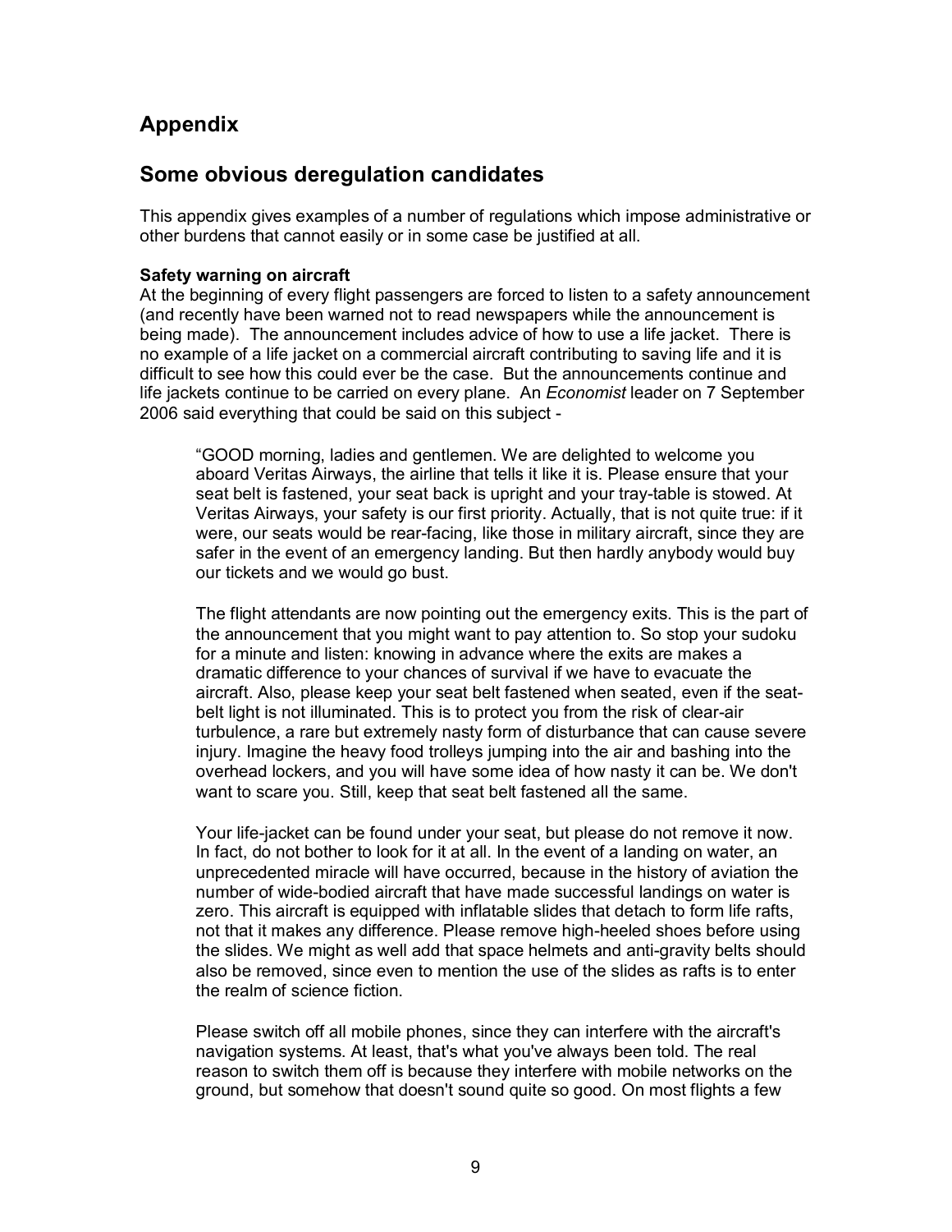## Appendix

## Some obvious deregulation candidates

This appendix gives examples of a number of regulations which impose administrative or other burdens that cannot easily or in some case be justified at all.

**Safety warning on aircraft**

At the beginning of every flight passengers are forced to listen to a safety announcement (and recently have been warned not to read newspapers while the announcement is being made). The announcement includes advice of how to use a life jacket. There is no example of a life jacket on a commercial aircraft contributing to saving life and it is difficult to see how this could ever be the case. But the announcements continue and life jackets continue to be carried on every plane. An *Economist* leader on 7 September 2006 said everything that could be said on this subject -

> "GOOD morning, ladies and gentlemen. We are delighted to welcome you aboard Veritas Airways, the airline that tells it like it is. Please ensure that your seat belt is fastened, your seat back is upright and your tray-table is stowed. At Veritas Airways, your safety is our first priority. Actually, that is not quite true: if it were, our seats would be rear-facing, like those in military aircraft, since they are safer in the event of an emergency landing. But then hardly anybody would buy our tickets and we would go bust.
>
> The flight attendants are now pointing out the emergency exits. This is the part of the announcement that you might want to pay attention to. So stop your sudoku for a minute and listen: knowing in advance where the exits are makes a dramatic difference to your chances of survival if we have to evacuate the aircraft. Also, please keep your seat belt fastened when seated, even if the seat-belt light is not illuminated. This is to protect you from the risk of clear-air turbulence, a rare but extremely nasty form of disturbance that can cause severe injury. Imagine the heavy food trolleys jumping into the air and bashing into the overhead lockers, and you will have some idea of how nasty it can be. We don't want to scare you. Still, keep that seat belt fastened all the same.
>
> Your life-jacket can be found under your seat, but please do not remove it now. In fact, do not bother to look for it at all. In the event of a landing on water, an unprecedented miracle will have occurred, because in the history of aviation the number of wide-bodied aircraft that have made successful landings on water is zero. This aircraft is equipped with inflatable slides that detach to form life rafts, not that it makes any difference. Please remove high-heeled shoes before using the slides. We might as well add that space helmets and anti-gravity belts should also be removed, since even to mention the use of the slides as rafts is to enter the realm of science fiction.
>
> Please switch off all mobile phones, since they can interfere with the aircraft's navigation systems. At least, that's what you've always been told. The real reason to switch them off is because they interfere with mobile networks on the ground, but somehow that doesn't sound quite so good. On most flights a few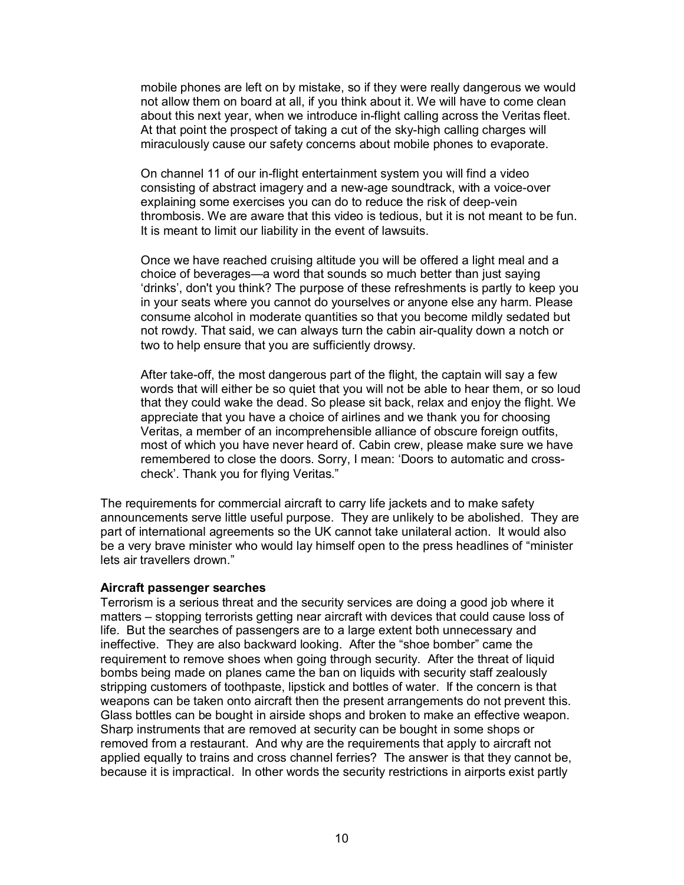> mobile phones are left on by mistake, so if they were really dangerous we would not allow them on board at all, if you think about it. We will have to come clean about this next year, when we introduce in-flight calling across the Veritas fleet. At that point the prospect of taking a cut of the sky-high calling charges will miraculously cause our safety concerns about mobile phones to evaporate.
>
> On channel 11 of our in-flight entertainment system you will find a video consisting of abstract imagery and a new-age soundtrack, with a voice-over explaining some exercises you can do to reduce the risk of deep-vein thrombosis. We are aware that this video is tedious, but it is not meant to be fun. It is meant to limit our liability in the event of lawsuits.
>
> Once we have reached cruising altitude you will be offered a light meal and a choice of beverages—a word that sounds so much better than just saying 'drinks', don't you think? The purpose of these refreshments is partly to keep you in your seats where you cannot do yourselves or anyone else any harm. Please consume alcohol in moderate quantities so that you become mildly sedated but not rowdy. That said, we can always turn the cabin air-quality down a notch or two to help ensure that you are sufficiently drowsy.
>
> After take-off, the most dangerous part of the flight, the captain will say a few words that will either be so quiet that you will not be able to hear them, or so loud that they could wake the dead. So please sit back, relax and enjoy the flight. We appreciate that you have a choice of airlines and we thank you for choosing Veritas, a member of an incomprehensible alliance of obscure foreign outfits, most of which you have never heard of. Cabin crew, please make sure we have remembered to close the doors. Sorry, I mean: 'Doors to automatic and cross-check'. Thank you for flying Veritas."

The requirements for commercial aircraft to carry life jackets and to make safety announcements serve little useful purpose. They are unlikely to be abolished. They are part of international agreements so the UK cannot take unilateral action. It would also be a very brave minister who would lay himself open to the press headlines of "minister lets air travellers drown."

**Aircraft passenger searches**

Terrorism is a serious threat and the security services are doing a good job where it matters – stopping terrorists getting near aircraft with devices that could cause loss of life. But the searches of passengers are to a large extent both unnecessary and ineffective. They are also backward looking. After the "shoe bomber" came the requirement to remove shoes when going through security. After the threat of liquid bombs being made on planes came the ban on liquids with security staff zealously stripping customers of toothpaste, lipstick and bottles of water. If the concern is that weapons can be taken onto aircraft then the present arrangements do not prevent this. Glass bottles can be bought in airside shops and broken to make an effective weapon. Sharp instruments that are removed at security can be bought in some shops or removed from a restaurant. And why are the requirements that apply to aircraft not applied equally to trains and cross channel ferries? The answer is that they cannot be, because it is impractical. In other words the security restrictions in airports exist partly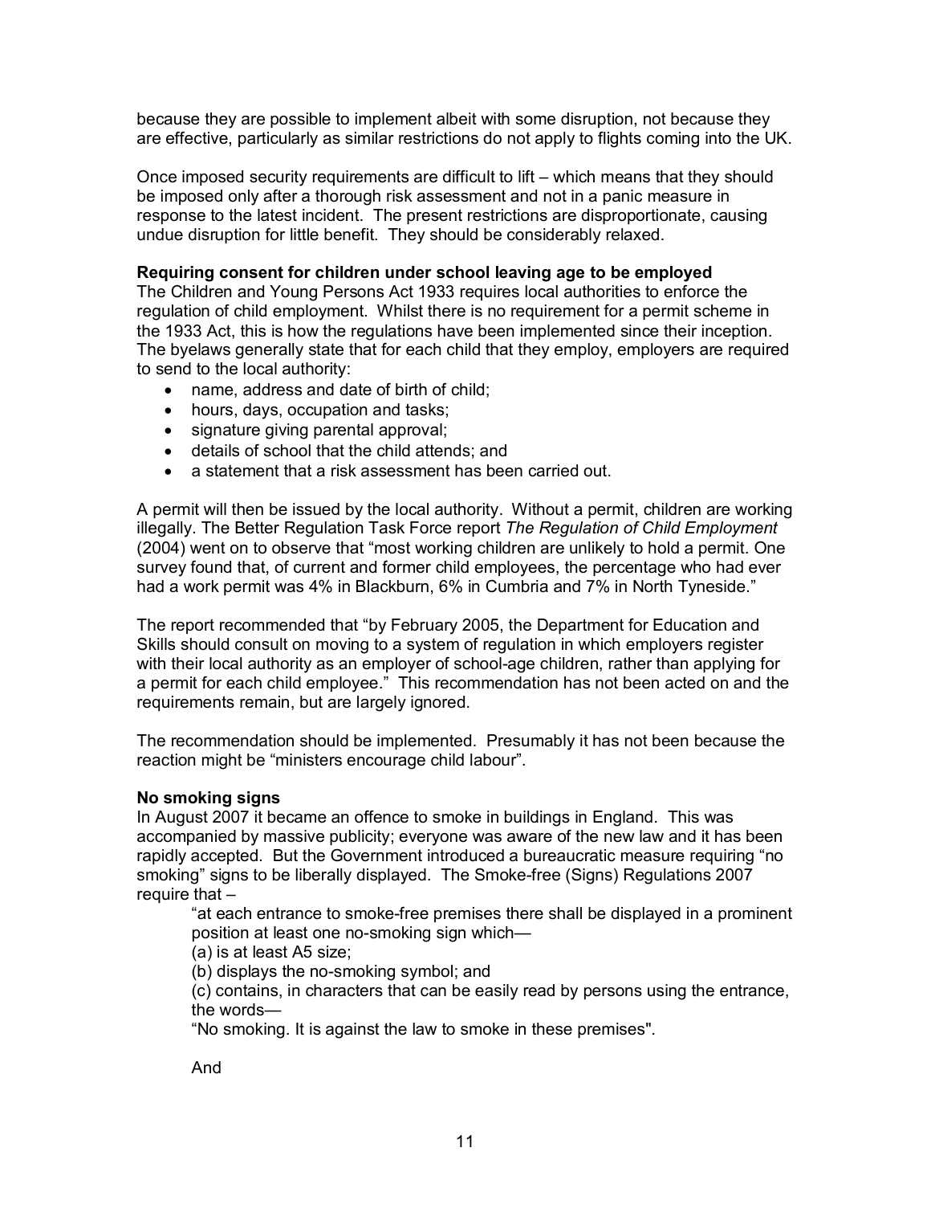because they are possible to implement albeit with some disruption, not because they are effective, particularly as similar restrictions do not apply to flights coming into the UK.

Once imposed security requirements are difficult to lift – which means that they should be imposed only after a thorough risk assessment and not in a panic measure in response to the latest incident. The present restrictions are disproportionate, causing undue disruption for little benefit. They should be considerably relaxed.

**Requiring consent for children under school leaving age to be employed**

The Children and Young Persons Act 1933 requires local authorities to enforce the regulation of child employment. Whilst there is no requirement for a permit scheme in the 1933 Act, this is how the regulations have been implemented since their inception. The byelaws generally state that for each child that they employ, employers are required to send to the local authority:

- name, address and date of birth of child;
- hours, days, occupation and tasks;
- signature giving parental approval;
- details of school that the child attends; and
- a statement that a risk assessment has been carried out.

A permit will then be issued by the local authority. Without a permit, children are working illegally. The Better Regulation Task Force report *The Regulation of Child Employment* (2004) went on to observe that "most working children are unlikely to hold a permit. One survey found that, of current and former child employees, the percentage who had ever had a work permit was 4% in Blackburn, 6% in Cumbria and 7% in North Tyneside."

The report recommended that "by February 2005, the Department for Education and Skills should consult on moving to a system of regulation in which employers register with their local authority as an employer of school-age children, rather than applying for a permit for each child employee." This recommendation has not been acted on and the requirements remain, but are largely ignored.

The recommendation should be implemented. Presumably it has not been because the reaction might be "ministers encourage child labour".

**No smoking signs**

In August 2007 it became an offence to smoke in buildings in England. This was accompanied by massive publicity; everyone was aware of the new law and it has been rapidly accepted. But the Government introduced a bureaucratic measure requiring "no smoking" signs to be liberally displayed. The Smoke-free (Signs) Regulations 2007 require that –

> "at each entrance to smoke-free premises there shall be displayed in a prominent position at least one no-smoking sign which—
> (a) is at least A5 size;
> (b) displays the no-smoking symbol; and
> (c) contains, in characters that can be easily read by persons using the entrance, the words—
> "No smoking. It is against the law to smoke in these premises".
>
> And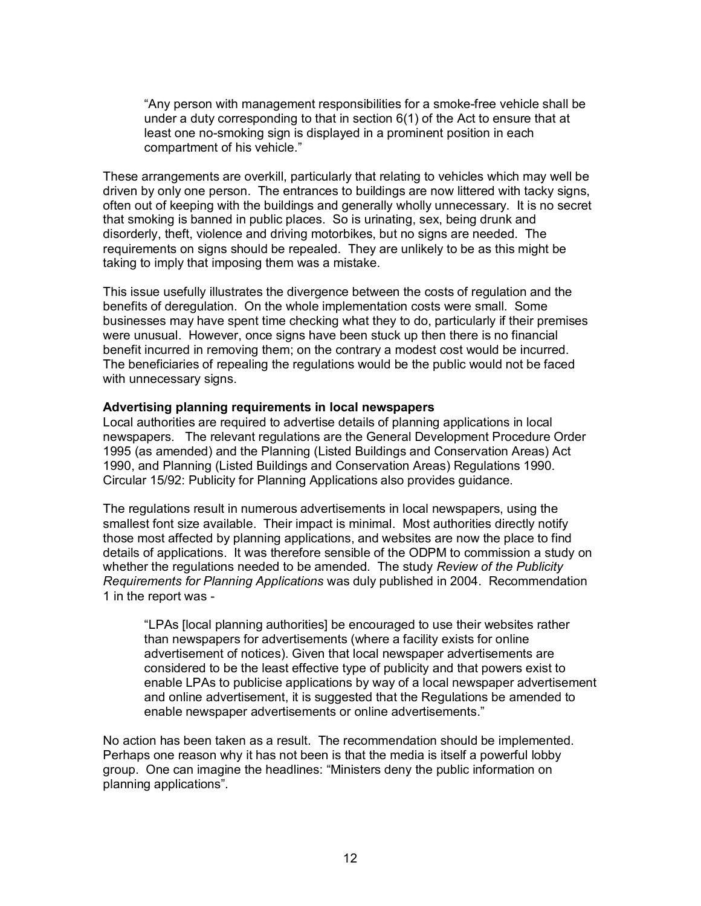> "Any person with management responsibilities for a smoke-free vehicle shall be under a duty corresponding to that in section 6(1) of the Act to ensure that at least one no-smoking sign is displayed in a prominent position in each compartment of his vehicle."

These arrangements are overkill, particularly that relating to vehicles which may well be driven by only one person. The entrances to buildings are now littered with tacky signs, often out of keeping with the buildings and generally wholly unnecessary. It is no secret that smoking is banned in public places. So is urinating, sex, being drunk and disorderly, theft, violence and driving motorbikes, but no signs are needed. The requirements on signs should be repealed. They are unlikely to be as this might be taking to imply that imposing them was a mistake.

This issue usefully illustrates the divergence between the costs of regulation and the benefits of deregulation. On the whole implementation costs were small. Some businesses may have spent time checking what they to do, particularly if their premises were unusual. However, once signs have been stuck up then there is no financial benefit incurred in removing them; on the contrary a modest cost would be incurred. The beneficiaries of repealing the regulations would be the public would not be faced with unnecessary signs.

**Advertising planning requirements in local newspapers**

Local authorities are required to advertise details of planning applications in local newspapers. The relevant regulations are the General Development Procedure Order 1995 (as amended) and the Planning (Listed Buildings and Conservation Areas) Act 1990, and Planning (Listed Buildings and Conservation Areas) Regulations 1990. Circular 15/92: Publicity for Planning Applications also provides guidance.

The regulations result in numerous advertisements in local newspapers, using the smallest font size available. Their impact is minimal. Most authorities directly notify those most affected by planning applications, and websites are now the place to find details of applications. It was therefore sensible of the ODPM to commission a study on whether the regulations needed to be amended. The study *Review of the Publicity Requirements for Planning Applications* was duly published in 2004. Recommendation 1 in the report was -

> "LPAs [local planning authorities] be encouraged to use their websites rather than newspapers for advertisements (where a facility exists for online advertisement of notices). Given that local newspaper advertisements are considered to be the least effective type of publicity and that powers exist to enable LPAs to publicise applications by way of a local newspaper advertisement and online advertisement, it is suggested that the Regulations be amended to enable newspaper advertisements or online advertisements."

No action has been taken as a result. The recommendation should be implemented. Perhaps one reason why it has not been is that the media is itself a powerful lobby group. One can imagine the headlines: "Ministers deny the public information on planning applications".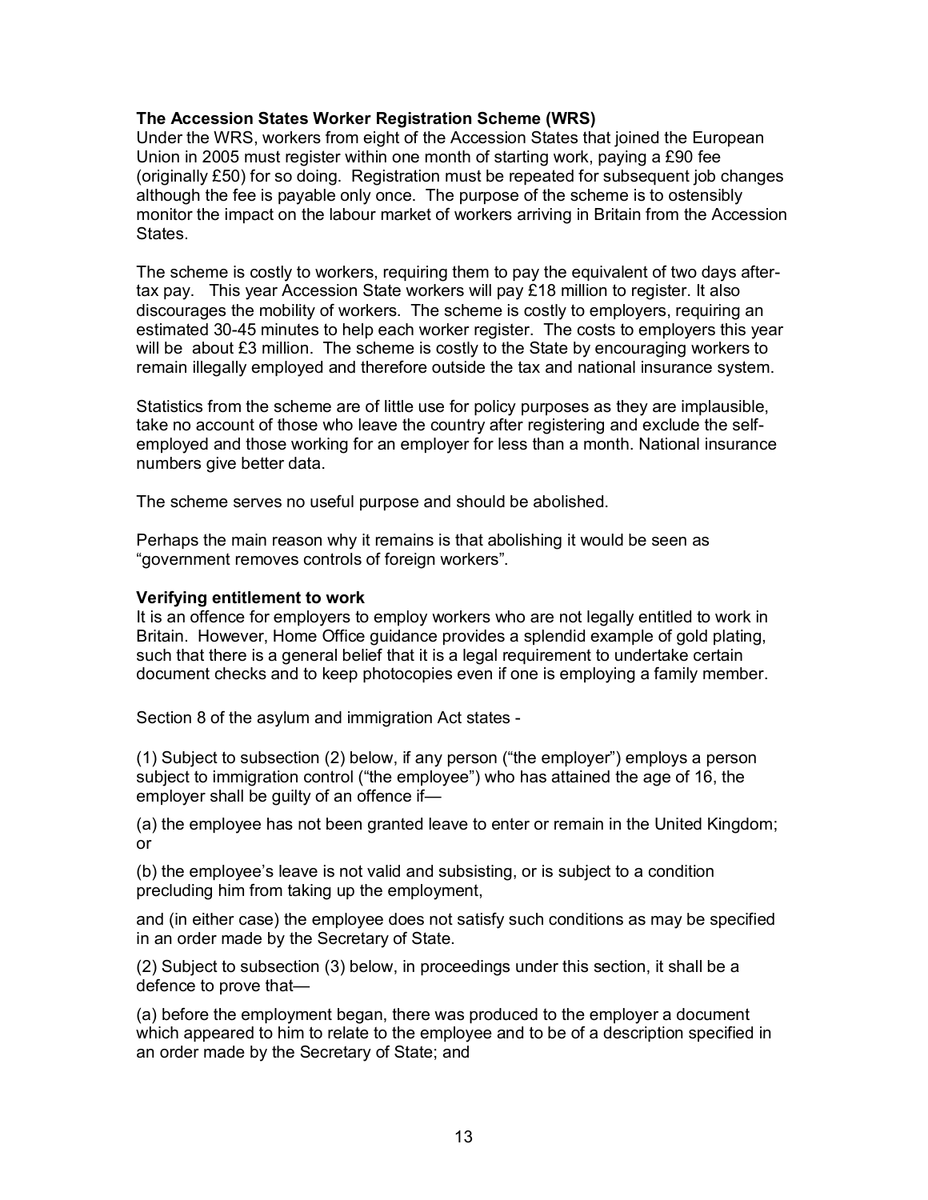**The Accession States Worker Registration Scheme (WRS)**
Under the WRS, workers from eight of the Accession States that joined the European Union in 2005 must register within one month of starting work, paying a £90 fee (originally £50) for so doing. Registration must be repeated for subsequent job changes although the fee is payable only once. The purpose of the scheme is to ostensibly monitor the impact on the labour market of workers arriving in Britain from the Accession States.

The scheme is costly to workers, requiring them to pay the equivalent of two days after-tax pay. This year Accession State workers will pay £18 million to register. It also discourages the mobility of workers. The scheme is costly to employers, requiring an estimated 30-45 minutes to help each worker register. The costs to employers this year will be about £3 million. The scheme is costly to the State by encouraging workers to remain illegally employed and therefore outside the tax and national insurance system.

Statistics from the scheme are of little use for policy purposes as they are implausible, take no account of those who leave the country after registering and exclude the self-employed and those working for an employer for less than a month. National insurance numbers give better data.

The scheme serves no useful purpose and should be abolished.

Perhaps the main reason why it remains is that abolishing it would be seen as "government removes controls of foreign workers".

**Verifying entitlement to work**
It is an offence for employers to employ workers who are not legally entitled to work in Britain. However, Home Office guidance provides a splendid example of gold plating, such that there is a general belief that it is a legal requirement to undertake certain document checks and to keep photocopies even if one is employing a family member.

Section 8 of the asylum and immigration Act states -

(1) Subject to subsection (2) below, if any person ("the employer") employs a person subject to immigration control ("the employee") who has attained the age of 16, the employer shall be guilty of an offence if—

(a) the employee has not been granted leave to enter or remain in the United Kingdom; or

(b) the employee's leave is not valid and subsisting, or is subject to a condition precluding him from taking up the employment,

and (in either case) the employee does not satisfy such conditions as may be specified in an order made by the Secretary of State.

(2) Subject to subsection (3) below, in proceedings under this section, it shall be a defence to prove that—

(a) before the employment began, there was produced to the employer a document which appeared to him to relate to the employee and to be of a description specified in an order made by the Secretary of State; and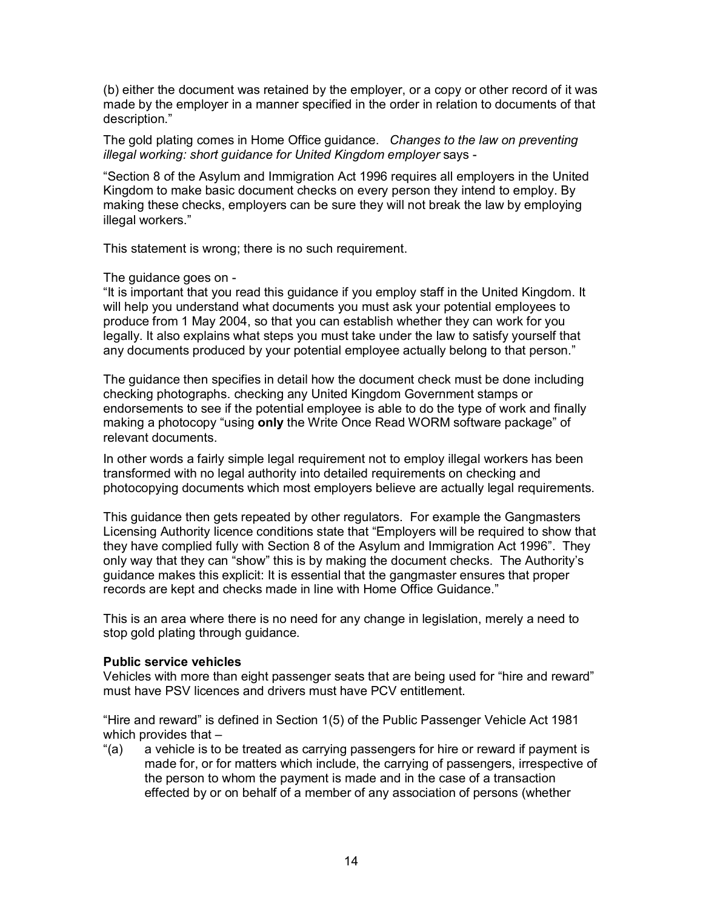(b) either the document was retained by the employer, or a copy or other record of it was made by the employer in a manner specified in the order in relation to documents of that description."

The gold plating comes in Home Office guidance. *Changes to the law on preventing illegal working: short guidance for United Kingdom employer* says -

"Section 8 of the Asylum and Immigration Act 1996 requires all employers in the United Kingdom to make basic document checks on every person they intend to employ. By making these checks, employers can be sure they will not break the law by employing illegal workers."

This statement is wrong; there is no such requirement.

The guidance goes on -
"It is important that you read this guidance if you employ staff in the United Kingdom. It will help you understand what documents you must ask your potential employees to produce from 1 May 2004, so that you can establish whether they can work for you legally. It also explains what steps you must take under the law to satisfy yourself that any documents produced by your potential employee actually belong to that person."

The guidance then specifies in detail how the document check must be done including checking photographs. checking any United Kingdom Government stamps or endorsements to see if the potential employee is able to do the type of work and finally making a photocopy "using **only** the Write Once Read WORM software package" of relevant documents.

In other words a fairly simple legal requirement not to employ illegal workers has been transformed with no legal authority into detailed requirements on checking and photocopying documents which most employers believe are actually legal requirements.

This guidance then gets repeated by other regulators. For example the Gangmasters Licensing Authority licence conditions state that "Employers will be required to show that they have complied fully with Section 8 of the Asylum and Immigration Act 1996". They only way that they can "show" this is by making the document checks. The Authority's guidance makes this explicit: It is essential that the gangmaster ensures that proper records are kept and checks made in line with Home Office Guidance."

This is an area where there is no need for any change in legislation, merely a need to stop gold plating through guidance.

**Public service vehicles**
Vehicles with more than eight passenger seats that are being used for "hire and reward" must have PSV licences and drivers must have PCV entitlement.

"Hire and reward" is defined in Section 1(5) of the Public Passenger Vehicle Act 1981 which provides that –

"(a) a vehicle is to be treated as carrying passengers for hire or reward if payment is made for, or for matters which include, the carrying of passengers, irrespective of the person to whom the payment is made and in the case of a transaction effected by or on behalf of a member of any association of persons (whether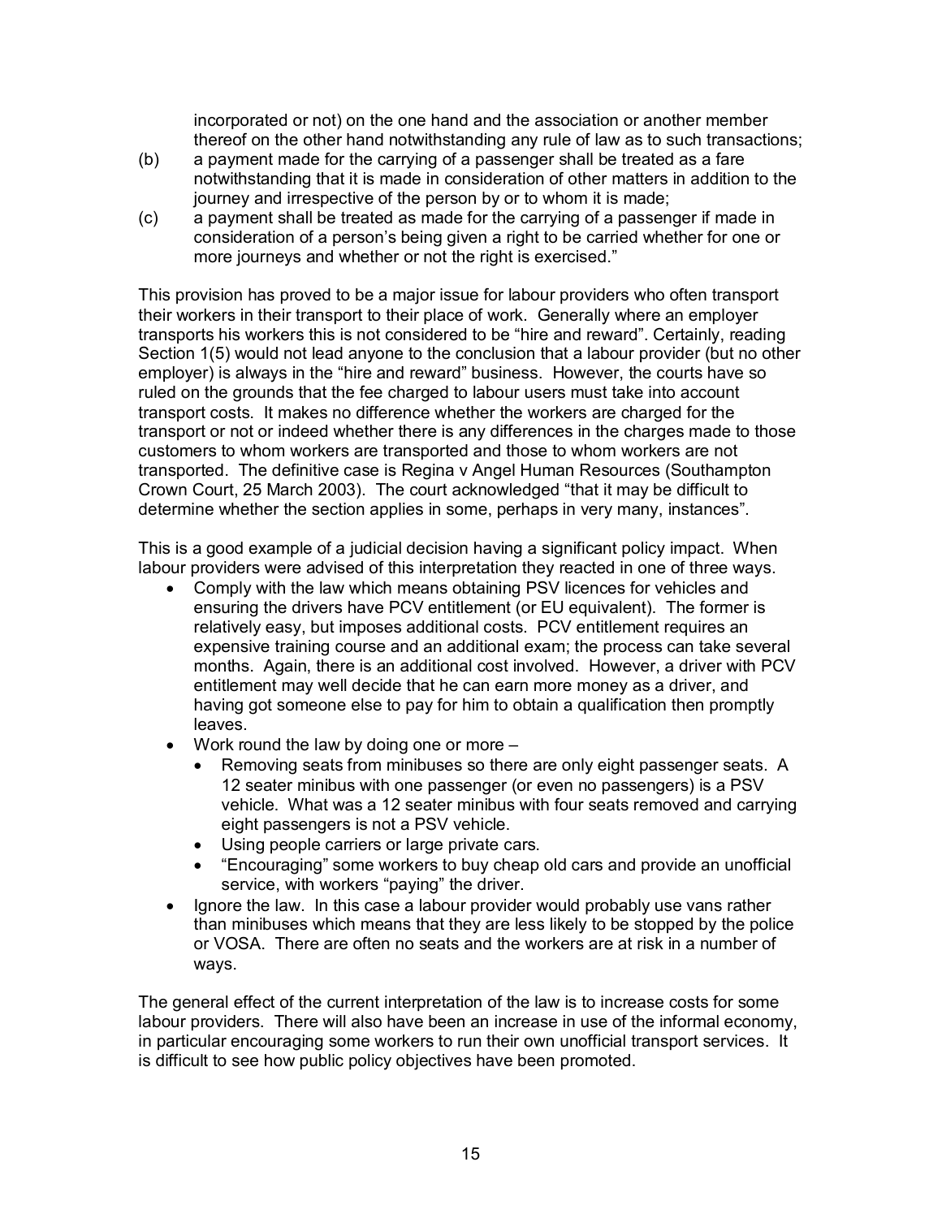incorporated or not) on the one hand and the association or another member thereof on the other hand notwithstanding any rule of law as to such transactions;

(b) a payment made for the carrying of a passenger shall be treated as a fare notwithstanding that it is made in consideration of other matters in addition to the journey and irrespective of the person by or to whom it is made;

(c) a payment shall be treated as made for the carrying of a passenger if made in consideration of a person's being given a right to be carried whether for one or more journeys and whether or not the right is exercised."

This provision has proved to be a major issue for labour providers who often transport their workers in their transport to their place of work. Generally where an employer transports his workers this is not considered to be "hire and reward". Certainly, reading Section 1(5) would not lead anyone to the conclusion that a labour provider (but no other employer) is always in the "hire and reward" business. However, the courts have so ruled on the grounds that the fee charged to labour users must take into account transport costs. It makes no difference whether the workers are charged for the transport or not or indeed whether there is any differences in the charges made to those customers to whom workers are transported and those to whom workers are not transported. The definitive case is Regina v Angel Human Resources (Southampton Crown Court, 25 March 2003). The court acknowledged "that it may be difficult to determine whether the section applies in some, perhaps in very many, instances".

This is a good example of a judicial decision having a significant policy impact. When labour providers were advised of this interpretation they reacted in one of three ways.

- Comply with the law which means obtaining PSV licences for vehicles and ensuring the drivers have PCV entitlement (or EU equivalent). The former is relatively easy, but imposes additional costs. PCV entitlement requires an expensive training course and an additional exam; the process can take several months. Again, there is an additional cost involved. However, a driver with PCV entitlement may well decide that he can earn more money as a driver, and having got someone else to pay for him to obtain a qualification then promptly leaves.
- Work round the law by doing one or more –
  - Removing seats from minibuses so there are only eight passenger seats. A 12 seater minibus with one passenger (or even no passengers) is a PSV vehicle. What was a 12 seater minibus with four seats removed and carrying eight passengers is not a PSV vehicle.
  - Using people carriers or large private cars.
  - "Encouraging" some workers to buy cheap old cars and provide an unofficial service, with workers "paying" the driver.
- Ignore the law. In this case a labour provider would probably use vans rather than minibuses which means that they are less likely to be stopped by the police or VOSA. There are often no seats and the workers are at risk in a number of ways.

The general effect of the current interpretation of the law is to increase costs for some labour providers. There will also have been an increase in use of the informal economy, in particular encouraging some workers to run their own unofficial transport services. It is difficult to see how public policy objectives have been promoted.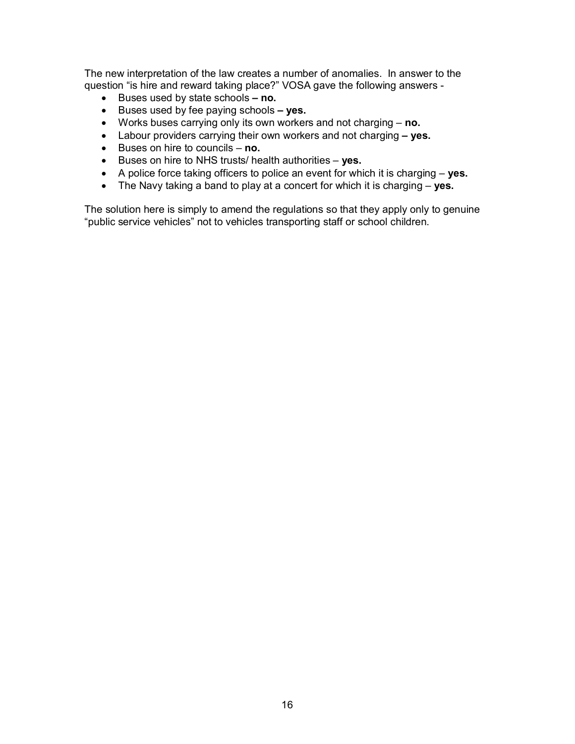The new interpretation of the law creates a number of anomalies. In answer to the question "is hire and reward taking place?" VOSA gave the following answers -

- Buses used by state schools **– no.**
- Buses used by fee paying schools **– yes.**
- Works buses carrying only its own workers and not charging – **no.**
- Labour providers carrying their own workers and not charging **– yes.**
- Buses on hire to councils – **no.**
- Buses on hire to NHS trusts/ health authorities – **yes.**
- A police force taking officers to police an event for which it is charging – **yes.**
- The Navy taking a band to play at a concert for which it is charging – **yes.**

The solution here is simply to amend the regulations so that they apply only to genuine "public service vehicles" not to vehicles transporting staff or school children.